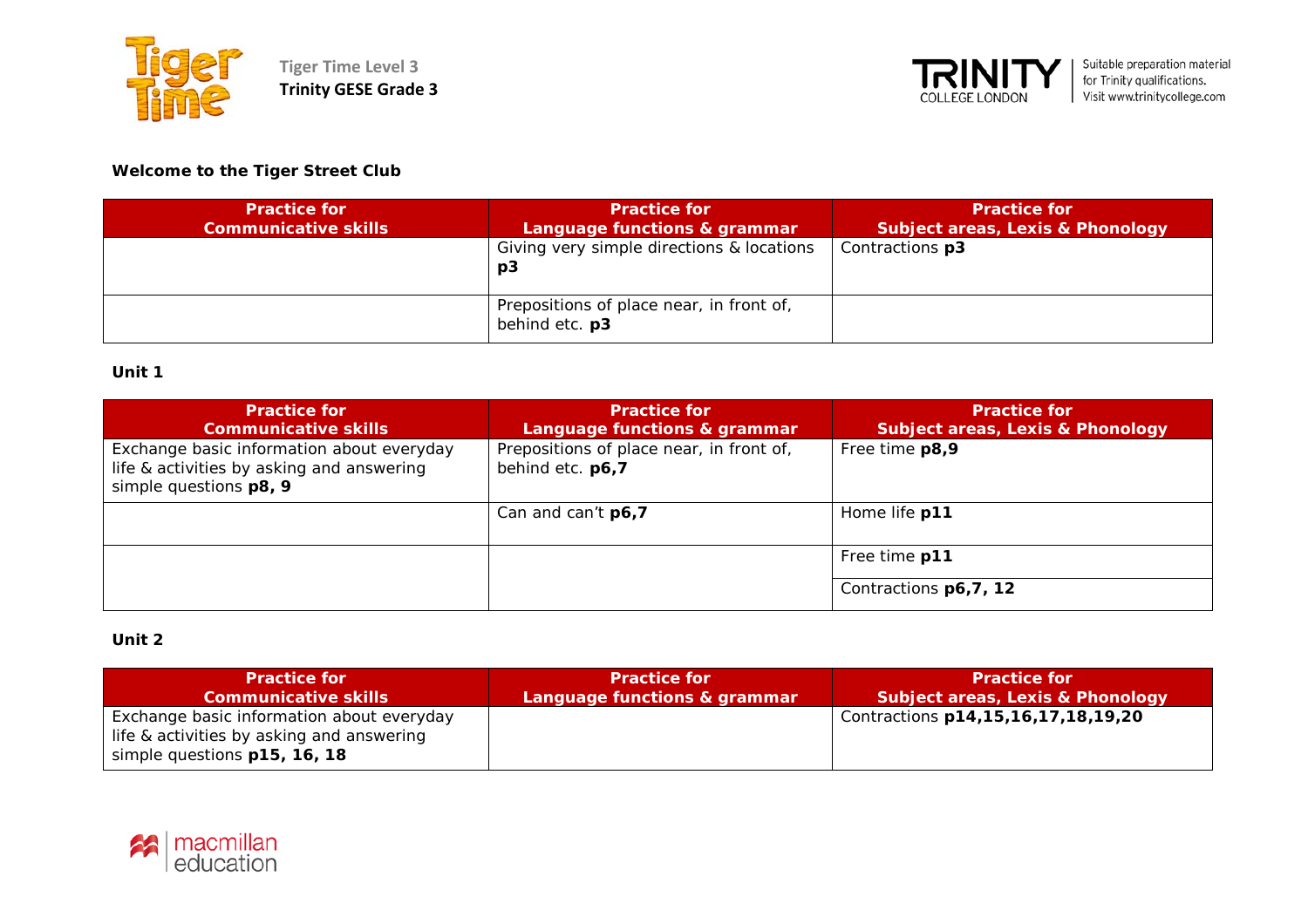Tiger Time Level 3
**Trinity GESE Grade 3**

Suitable preparation material for Trinity qualifications. Visit www.trinitycollege.com

**Welcome to the Tiger Street Club**

| Practice for Communicative skills | Practice for Language functions & grammar | Practice for Subject areas, Lexis & Phonology |
|---|---|---|
| | Giving very simple directions & locations **p3** | Contractions **p3** |
| | Prepositions of place near, in front of, behind etc. **p3** | |

**Unit 1**

| Practice for Communicative skills | Practice for Language functions & grammar | Practice for Subject areas, Lexis & Phonology |
|---|---|---|
| Exchange basic information about everyday life & activities by asking and answering simple questions **p8, 9** | Prepositions of place near, in front of, behind etc. **p6,7** | Free time **p8,9** |
| | Can and can't **p6,7** | Home life **p11** |
| | | Free time **p11** |
| | | Contractions **p6,7, 12** |

**Unit 2**

| Practice for Communicative skills | Practice for Language functions & grammar | Practice for Subject areas, Lexis & Phonology |
|---|---|---|
| Exchange basic information about everyday life & activities by asking and answering simple questions **p15, 16, 18** | | Contractions **p14,15,16,17,18,19,20** |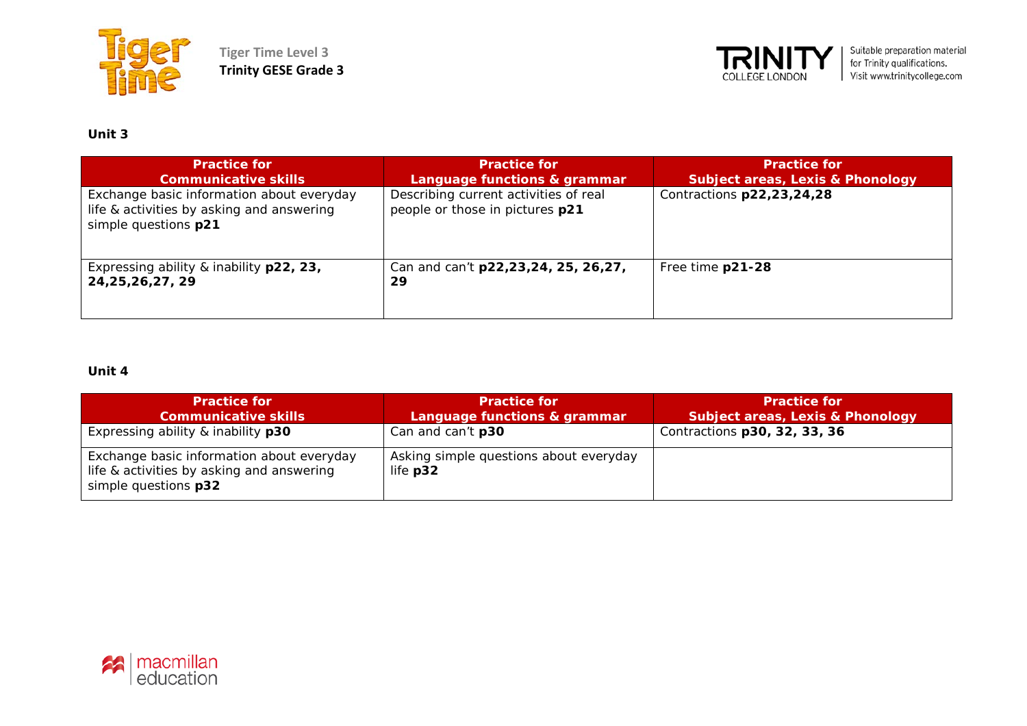**Unit 3**

| Practice for Communicative skills | Practice for Language functions & grammar | Practice for Subject areas, Lexis & Phonology |
| --- | --- | --- |
| Exchange basic information about everyday life & activities by asking and answering simple questions **p21** | Describing current activities of real people or those in pictures **p21** | Contractions **p22,23,24,28** |
| Expressing ability & inability **p22, 23, 24,25,26,27, 29** | Can and can't **p22,23,24, 25, 26,27, 29** | Free time **p21-28** |

**Unit 4**

| Practice for Communicative skills | Practice for Language functions & grammar | Practice for Subject areas, Lexis & Phonology |
| --- | --- | --- |
| Expressing ability & inability **p30** | Can and can't **p30** | Contractions **p30, 32, 33, 36** |
| Exchange basic information about everyday life & activities by asking and answering simple questions **p32** | Asking simple questions about everyday life **p32** | |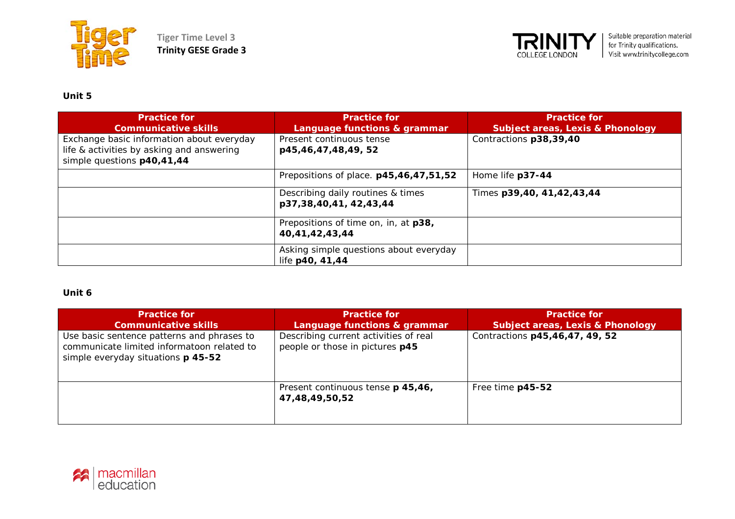## Unit 5

| Practice for Communicative skills | Practice for Language functions & grammar | Practice for Subject areas, Lexis & Phonology |
|---|---|---|
| Exchange basic information about everyday life & activities by asking and answering simple questions **p40,41,44** | Present continuous tense **p45,46,47,48,49, 52** | Contractions **p38,39,40** |
| | Prepositions of place. **p45,46,47,51,52** | Home life **p37-44** |
| | Describing daily routines & times **p37,38,40,41, 42,43,44** | Times **p39,40, 41,42,43,44** |
| | Prepositions of time on, in, at **p38, 40,41,42,43,44** | |
| | Asking simple questions about everyday life **p40, 41,44** | |

## Unit 6

| Practice for Communicative skills | Practice for Language functions & grammar | Practice for Subject areas, Lexis & Phonology |
|---|---|---|
| Use basic sentence patterns and phrases to communicate limited informatoon related to simple everyday situations **p 45-52** | Describing current activities of real people or those in pictures **p45** | Contractions **p45,46,47, 49, 52** |
| | Present continuous tense **p 45,46, 47,48,49,50,52** | Free time **p45-52** |